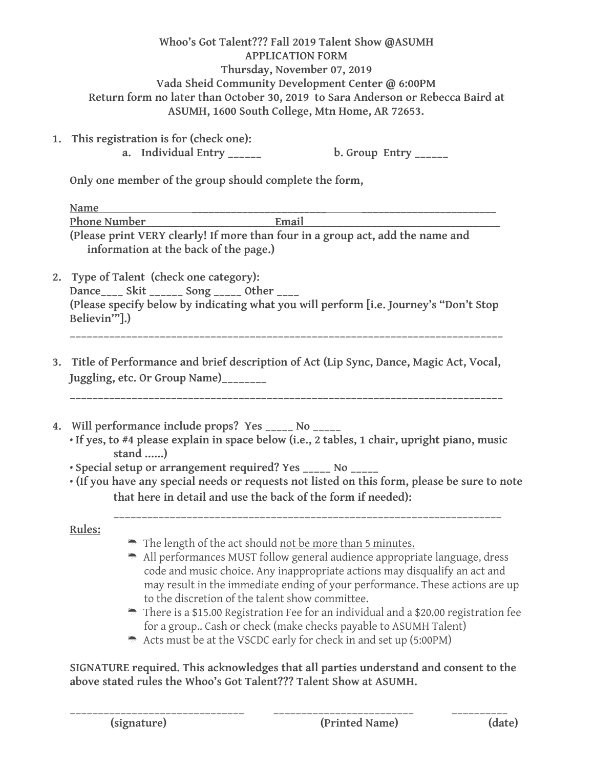**Whoo's Got Talent??? Fall 2019 Talent Show @ASUMH**
**APPLICATION FORM**
**Thursday, November 07, 2019**
**Vada Sheid Community Development Center @ 6:00PM**
**Return form no later than October 30, 2019 to Sara Anderson or Rebecca Baird at ASUMH, 1600 South College, Mtn Home, AR 72653.**

1. **This registration is for (check one):**
   a. **Individual Entry ______** b. **Group Entry ______**

   **Only one member of the group should complete the form,**

   **Name__________________ ________________________ ________________________**
   **Phone Number______________________Email___________________________________**
   **(Please print VERY clearly! If more than four in a group act, add the name and information at the back of the page.)**

2. **Type of Talent (check one category):**
   **Dance____ Skit ______ Song _____ Other ____**
   **(Please specify below by indicating what you will perform [i.e. Journey's "Don't Stop Believin'"].)**
   ___________________________________________________________________________

3. **Title of Performance and brief description of Act (Lip Sync, Dance, Magic Act, Vocal, Juggling, etc. Or Group Name)________**
   ___________________________________________________________________________

4. **Will performance include props? Yes _____ No _____**
   - **If yes, to #4 please explain in space below (i.e., 2 tables, 1 chair, upright piano, music stand ......)**
   - **Special setup or arrangement required? Yes _____ No _____**
   - **(If you have any special needs or requests not listed on this form, please be sure to note that here in detail and use the back of the form if needed):**

   ______________________________________________________________________

**Rules:**

- The length of the act should not be more than 5 minutes.
- All performances MUST follow general audience appropriate language, dress code and music choice. Any inappropriate actions may disqualify an act and may result in the immediate ending of your performance. These actions are up to the discretion of the talent show committee.
- There is a $15.00 Registration Fee for an individual and a $20.00 registration fee for a group.. Cash or check (make checks payable to ASUMH Talent)
- Acts must be at the VSCDC early for check in and set up (5:00PM)

**SIGNATURE required. This acknowledges that all parties understand and consent to the above stated rules the Whoo's Got Talent??? Talent Show at ASUMH.**

______________________________ ________________________ __________
**(signature)** **(Printed Name)** **(date)**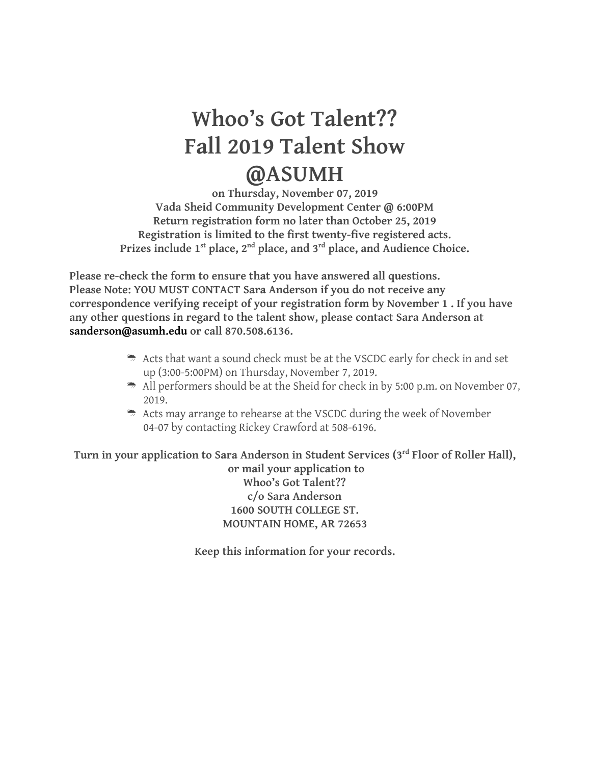# Whoo's Got Talent??
# Fall 2019 Talent Show
# @ASUMH

**on Thursday, November 07, 2019**
**Vada Sheid Community Development Center @ 6:00PM**
**Return registration form no later than October 25, 2019**
**Registration is limited to the first twenty-five registered acts.**
**Prizes include 1st place, 2nd place, and 3rd place, and Audience Choice.**

**Please re-check the form to ensure that you have answered all questions.**
**Please Note: YOU MUST CONTACT Sara Anderson if you do not receive any correspondence verifying receipt of your registration form by November 1 . If you have any other questions in regard to the talent show, please contact Sara Anderson at sanderson@asumh.edu or call 870.508.6136.**

- Acts that want a sound check must be at the VSCDC early for check in and set up (3:00-5:00PM) on Thursday, November 7, 2019.
- All performers should be at the Sheid for check in by 5:00 p.m. on November 07, 2019.
- Acts may arrange to rehearse at the VSCDC during the week of November 04-07 by contacting Rickey Crawford at 508-6196.

**Turn in your application to Sara Anderson in Student Services (3rd Floor of Roller Hall),**
**or mail your application to**
**Whoo's Got Talent??**
**c/o Sara Anderson**
**1600 SOUTH COLLEGE ST.**
**MOUNTAIN HOME, AR 72653**

**Keep this information for your records.**